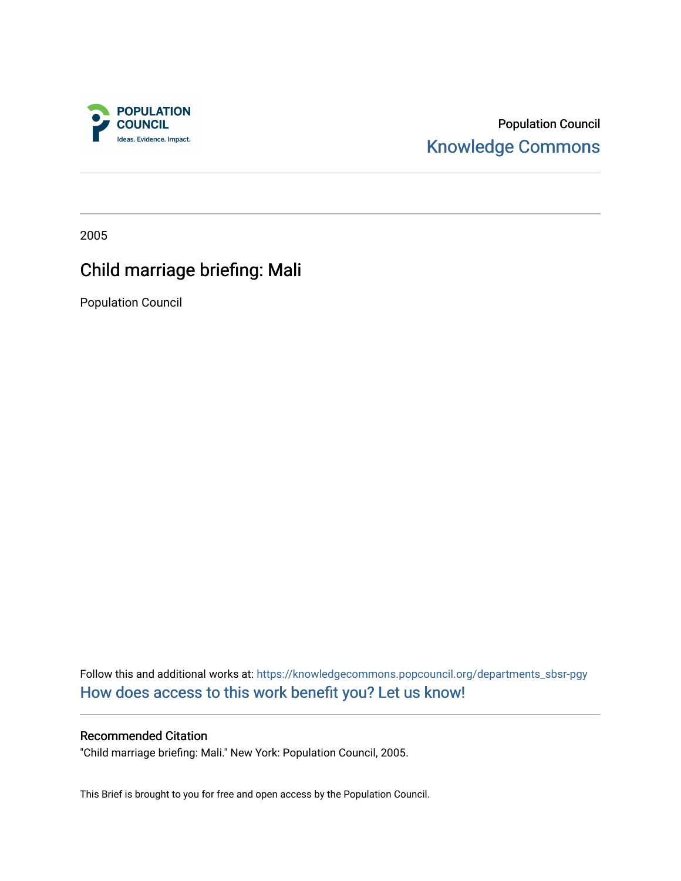Population Council

Knowledge Commons

2005

# Child marriage briefing: Mali

Population Council

Follow this and additional works at: https://knowledgecommons.popcouncil.org/departments_sbsr-pgy

How does access to this work benefit you? Let us know!

### Recommended Citation

"Child marriage briefing: Mali." New York: Population Council, 2005.

This Brief is brought to you for free and open access by the Population Council.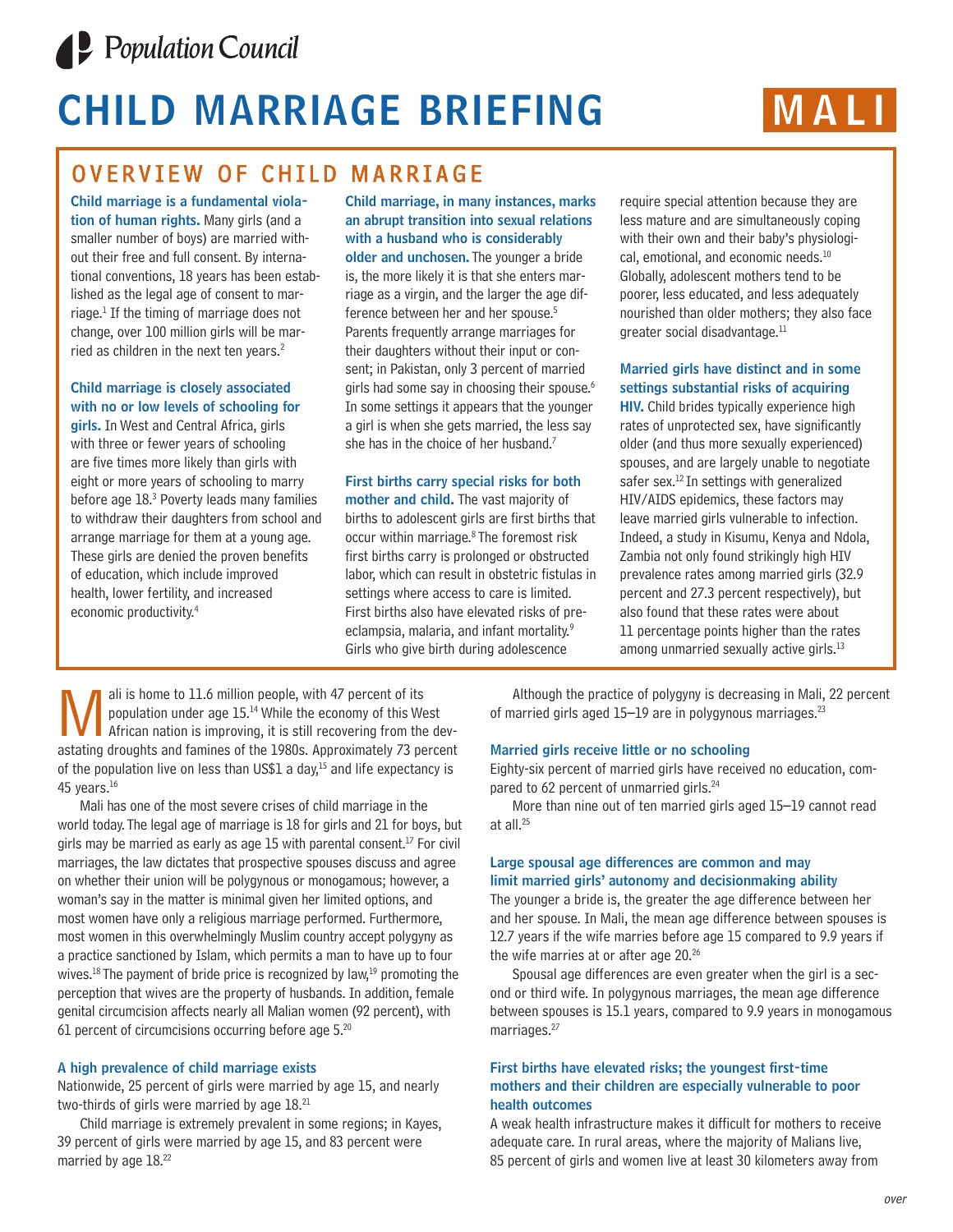Population Council

# CHILD MARRIAGE BRIEFING

# MALI

## OVERVIEW OF CHILD MARRIAGE

**Child marriage is a fundamental violation of human rights.** Many girls (and a smaller number of boys) are married without their free and full consent. By international conventions, 18 years has been established as the legal age of consent to marriage.[1] If the timing of marriage does not change, over 100 million girls will be married as children in the next ten years.[2]

**Child marriage is closely associated with no or low levels of schooling for girls.** In West and Central Africa, girls with three or fewer years of schooling are five times more likely than girls with eight or more years of schooling to marry before age 18.[3] Poverty leads many families to withdraw their daughters from school and arrange marriage for them at a young age. These girls are denied the proven benefits of education, which include improved health, lower fertility, and increased economic productivity.[4]

**Child marriage, in many instances, marks an abrupt transition into sexual relations with a husband who is considerably older and unchosen.** The younger a bride is, the more likely it is that she enters marriage as a virgin, and the larger the age difference between her and her spouse.[5] Parents frequently arrange marriages for their daughters without their input or consent; in Pakistan, only 3 percent of married girls had some say in choosing their spouse.[6] In some settings it appears that the younger a girl is when she gets married, the less say she has in the choice of her husband.[7]

**First births carry special risks for both mother and child.** The vast majority of births to adolescent girls are first births that occur within marriage.[8] The foremost risk first births carry is prolonged or obstructed labor, which can result in obstetric fistulas in settings where access to care is limited. First births also have elevated risks of pre-eclampsia, malaria, and infant mortality.[9] Girls who give birth during adolescence require special attention because they are less mature and are simultaneously coping with their own and their baby's physiological, emotional, and economic needs.[10] Globally, adolescent mothers tend to be poorer, less educated, and less adequately nourished than older mothers; they also face greater social disadvantage.[11]

**Married girls have distinct and in some settings substantial risks of acquiring HIV.** Child brides typically experience high rates of unprotected sex, have significantly older (and thus more sexually experienced) spouses, and are largely unable to negotiate safer sex.[12] In settings with generalized HIV/AIDS epidemics, these factors may leave married girls vulnerable to infection. Indeed, a study in Kisumu, Kenya and Ndola, Zambia not only found strikingly high HIV prevalence rates among married girls (32.9 percent and 27.3 percent respectively), but also found that these rates were about 11 percentage points higher than the rates among unmarried sexually active girls.[13]

---

Mali is home to 11.6 million people, with 47 percent of its population under age 15.[14] While the economy of this West African nation is improving, it is still recovering from the devastating droughts and famines of the 1980s. Approximately 73 percent of the population live on less than US$1 a day,[15] and life expectancy is 45 years.[16]

Mali has one of the most severe crises of child marriage in the world today. The legal age of marriage is 18 for girls and 21 for boys, but girls may be married as early as age 15 with parental consent.[17] For civil marriages, the law dictates that prospective spouses discuss and agree on whether their union will be polygynous or monogamous; however, a woman's say in the matter is minimal given her limited options, and most women have only a religious marriage performed. Furthermore, most women in this overwhelmingly Muslim country accept polygyny as a practice sanctioned by Islam, which permits a man to have up to four wives.[18] The payment of bride price is recognized by law,[19] promoting the perception that wives are the property of husbands. In addition, female genital circumcision affects nearly all Malian women (92 percent), with 61 percent of circumcisions occurring before age 5.[20]

### A high prevalence of child marriage exists

Nationwide, 25 percent of girls were married by age 15, and nearly two-thirds of girls were married by age 18.[21]

Child marriage is extremely prevalent in some regions; in Kayes, 39 percent of girls were married by age 15, and 83 percent were married by age 18.[22]

Although the practice of polygyny is decreasing in Mali, 22 percent of married girls aged 15–19 are in polygynous marriages.[23]

### Married girls receive little or no schooling

Eighty-six percent of married girls have received no education, compared to 62 percent of unmarried girls.[24]

More than nine out of ten married girls aged 15–19 cannot read at all.[25]

### Large spousal age differences are common and may limit married girls' autonomy and decisionmaking ability

The younger a bride is, the greater the age difference between her and her spouse. In Mali, the mean age difference between spouses is 12.7 years if the wife marries before age 15 compared to 9.9 years if the wife marries at or after age 20.[26]

Spousal age differences are even greater when the girl is a second or third wife. In polygynous marriages, the mean age difference between spouses is 15.1 years, compared to 9.9 years in monogamous marriages.[27]

### First births have elevated risks; the youngest first-time mothers and their children are especially vulnerable to poor health outcomes

A weak health infrastructure makes it difficult for mothers to receive adequate care. In rural areas, where the majority of Malians live, 85 percent of girls and women live at least 30 kilometers away from

*over*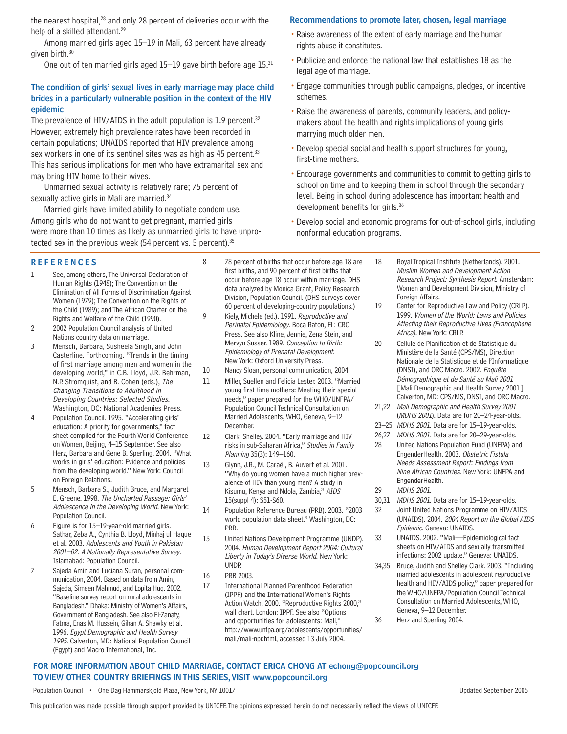the nearest hospital,[28] and only 28 percent of deliveries occur with the help of a skilled attendant.[29]

Among married girls aged 15–19 in Mali, 63 percent have already given birth.[30]

One out of ten married girls aged 15–19 gave birth before age 15.[31]

### The condition of girls' sexual lives in early marriage may place child brides in a particularly vulnerable position in the context of the HIV epidemic

The prevalence of HIV/AIDS in the adult population is 1.9 percent.[32] However, extremely high prevalence rates have been recorded in certain populations; UNAIDS reported that HIV prevalence among sex workers in one of its sentinel sites was as high as 45 percent.[33] This has serious implications for men who have extramarital sex and may bring HIV home to their wives.

Unmarried sexual activity is relatively rare; 75 percent of sexually active girls in Mali are married.[34]

Married girls have limited ability to negotiate condom use. Among girls who do not want to get pregnant, married girls were more than 10 times as likely as unmarried girls to have unprotected sex in the previous week (54 percent vs. 5 percent).[35]

### Recommendations to promote later, chosen, legal marriage

- Raise awareness of the extent of early marriage and the human rights abuse it constitutes.
- Publicize and enforce the national law that establishes 18 as the legal age of marriage.
- Engage communities through public campaigns, pledges, or incentive schemes.
- Raise the awareness of parents, community leaders, and policy-makers about the health and rights implications of young girls marrying much older men.
- Develop special social and health support structures for young, first-time mothers.
- Encourage governments and communities to commit to getting girls to school on time and to keeping them in school through the secondary level. Being in school during adolescence has important health and development benefits for girls.[36]
- Develop social and economic programs for out-of-school girls, including nonformal education programs.

## REFERENCES

1. See, among others, The Universal Declaration of Human Rights (1948); The Convention on the Elimination of All Forms of Discrimination Against Women (1979); The Convention on the Rights of the Child (1989); and The African Charter on the Rights and Welfare of the Child (1990).
2. 2002 Population Council analysis of United Nations country data on marriage.
3. Mensch, Barbara, Susheela Singh, and John Casterline. Forthcoming. "Trends in the timing of first marriage among men and women in the developing world," in C.B. Lloyd, J.R. Behrman, N.P. Stromquist, and B. Cohen (eds.), *The Changing Transitions to Adulthood in Developing Countries: Selected Studies.* Washington, DC: National Academies Press.
4. Population Council. 1995. "Accelerating girls' education: A priority for governments," fact sheet compiled for the Fourth World Conference on Women, Beijing, 4–15 September. See also Herz, Barbara and Gene B. Sperling. 2004. "What works in girls' education: Evidence and policies from the developing world." New York: Council on Foreign Relations.
5. Mensch, Barbara S., Judith Bruce, and Margaret E. Greene. 1998. *The Uncharted Passage: Girls' Adolescence in the Developing World.* New York: Population Council.
6. Figure is for 15–19-year-old married girls. Sathar, Zeba A., Cynthia B. Lloyd, Minhaj ul Haque et al. 2003. *Adolescents and Youth in Pakistan 2001–02: A Nationally Representative Survey.* Islamabad: Population Council.
7. Sajeda Amin and Luciana Suran, personal communication, 2004. Based on data from Amin, Sajeda, Simeen Mahmud, and Lopita Huq. 2002. "Baseline survey report on rural adolescents in Bangladesh." Dhaka: Ministry of Women's Affairs, Government of Bangladesh. See also El-Zanaty, Fatma, Enas M. Hussein, Gihan A. Shawky et al. 1996. *Egypt Demographic and Health Survey 1995.* Calverton, MD: National Population Council (Egypt) and Macro International, Inc.
8. 78 percent of births that occur before age 18 are first births, and 90 percent of first births that occur before age 18 occur within marriage. DHS data analyzed by Monica Grant, Policy Research Division, Population Council. (DHS surveys cover 60 percent of developing-country populations.)
9. Kiely, Michele (ed.). 1991. *Reproductive and Perinatal Epidemiology.* Boca Raton, FL: CRC Press. See also Kline, Jennie, Zena Stein, and Mervyn Susser. 1989. *Conception to Birth: Epidemiology of Prenatal Development.* New York: Oxford University Press.
10. Nancy Sloan, personal communication, 2004.
11. Miller, Suellen and Felicia Lester. 2003. "Married young first-time mothers: Meeting their special needs," paper prepared for the WHO/UNFPA/Population Council Technical Consultation on Married Adolescents, WHO, Geneva, 9–12 December.
12. Clark, Shelley. 2004. "Early marriage and HIV risks in sub-Saharan Africa," *Studies in Family Planning* 35(3): 149–160.
13. Glynn, J.R., M. Caraël, B. Auvert et al. 2001. "Why do young women have a much higher prevalence of HIV than young men? A study in Kisumu, Kenya and Ndola, Zambia," *AIDS* 15(suppl 4): S51-S60.
14. Population Reference Bureau (PRB). 2003. "2003 world population data sheet." Washington, DC: PRB.
15. United Nations Development Programme (UNDP). 2004. *Human Development Report 2004: Cultural Liberty in Today's Diverse World.* New York: UNDP.
16. PRB 2003.
17. International Planned Parenthood Federation (IPPF) and the International Women's Rights Action Watch. 2000. "Reproductive Rights 2000," wall chart. London: IPPF. See also "Options and opportunities for adolescents: Mali," http://www.unfpa.org/adolescents/opportunities/mali/mali-npr.html, accessed 13 July 2004.
18. Royal Tropical Institute (Netherlands). 2001. *Muslim Women and Development Action Research Project: Synthesis Report.* Amsterdam: Women and Development Division, Ministry of Foreign Affairs.
19. Center for Reproductive Law and Policy (CRLP). 1999. *Women of the World: Laws and Policies Affecting their Reproductive Lives (Francophone Africa).* New York: CRLP.
20. Cellule de Planification et de Statistique du Ministère de la Santé (CPS/MS), Direction Nationale de la Statistique et de l'Informatique (DNSI), and ORC Macro. 2002. *Enquête Démographique et de Santé au Mali 2001* [Mali Demographic and Health Survey 2001]. Calverton, MD: CPS/MS, DNSI, and ORC Macro.

21,22. *Mali Demographic and Health Survey 2001* (*MDHS 2001*). Data are for 20–24-year-olds.

23–25. *MDHS 2001.* Data are for 15–19-year-olds.

26,27. *MDHS 2001.* Data are for 20–29-year-olds.

28. United Nations Population Fund (UNFPA) and EngenderHealth. 2003. *Obstetric Fistula Needs Assessment Report: Findings from Nine African Countries.* New York: UNFPA and EngenderHealth.
29. *MDHS 2001.*

30,31. *MDHS 2001.* Data are for 15–19-year-olds.

32. Joint United Nations Programme on HIV/AIDS (UNAIDS). 2004. *2004 Report on the Global AIDS Epidemic.* Geneva: UNAIDS.
33. UNAIDS. 2002. "Mali—Epidemiological fact sheets on HIV/AIDS and sexually transmitted infections: 2002 update." Geneva: UNAIDS.

34,35. Bruce, Judith and Shelley Clark. 2003. "Including married adolescents in adolescent reproductive health and HIV/AIDS policy," paper prepared for the WHO/UNFPA/Population Council Technical Consultation on Married Adolescents, WHO, Geneva, 9–12 December.

36. Herz and Sperling 2004.

**FOR MORE INFORMATION ABOUT CHILD MARRIAGE, CONTACT ERICA CHONG AT echong@popcouncil.org**
**TO VIEW OTHER COUNTRY BRIEFINGS IN THIS SERIES, VISIT www.popcouncil.org**

Population Council • One Dag Hammarskjold Plaza, New York, NY 10017

Updated September 2005

This publication was made possible through support provided by UNICEF. The opinions expressed herein do not necessarily reflect the views of UNICEF.